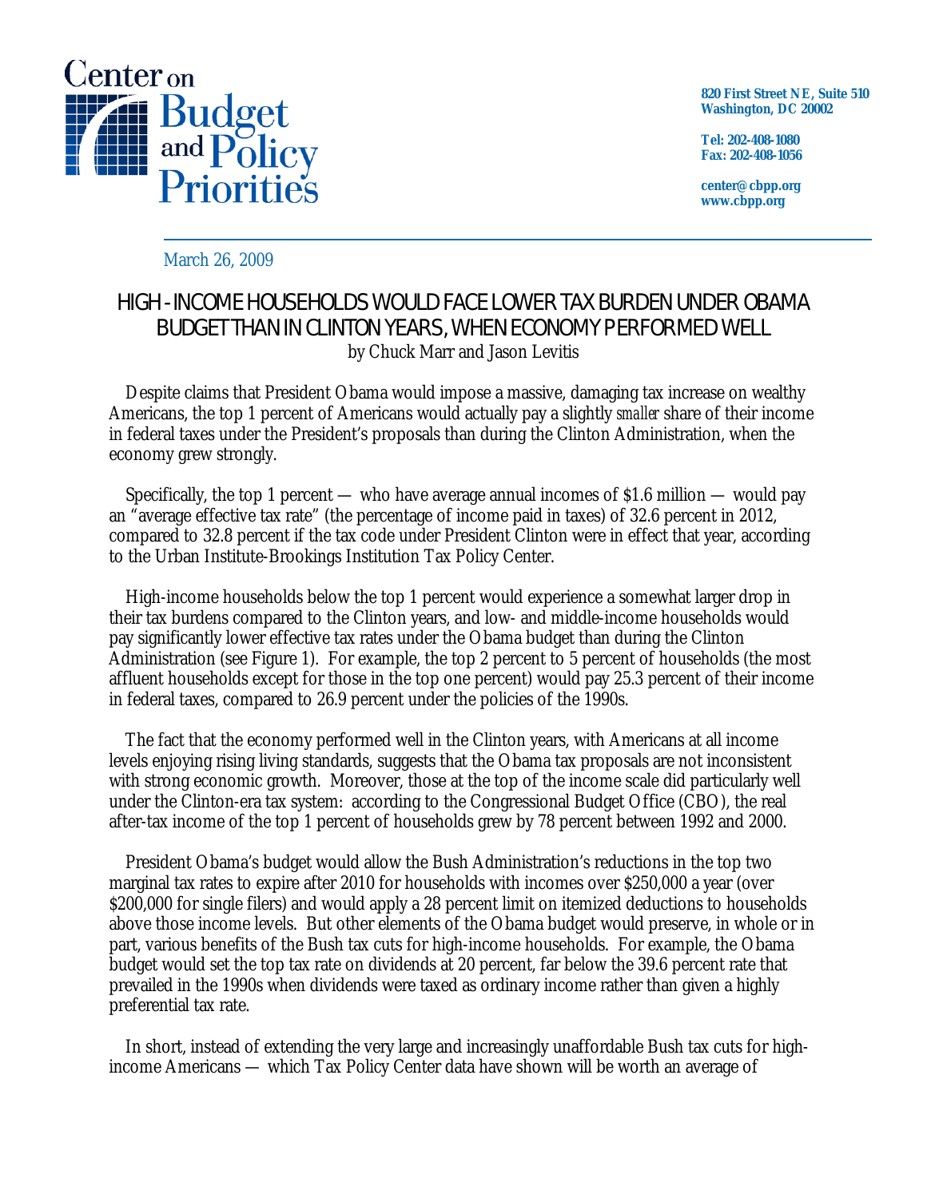Center on Budget and Policy Priorities

820 First Street NE, Suite 510
Washington, DC 20002

Tel: 202-408-1080
Fax: 202-408-1056

center@cbpp.org
www.cbpp.org

March 26, 2009

# HIGH-INCOME HOUSEHOLDS WOULD FACE LOWER TAX BURDEN UNDER OBAMA BUDGET THAN IN CLINTON YEARS, WHEN ECONOMY PERFORMED WELL

by Chuck Marr and Jason Levitis

Despite claims that President Obama would impose a massive, damaging tax increase on wealthy Americans, the top 1 percent of Americans would actually pay a slightly *smaller* share of their income in federal taxes under the President's proposals than during the Clinton Administration, when the economy grew strongly.

Specifically, the top 1 percent — who have average annual incomes of $1.6 million — would pay an "average effective tax rate" (the percentage of income paid in taxes) of 32.6 percent in 2012, compared to 32.8 percent if the tax code under President Clinton were in effect that year, according to the Urban Institute-Brookings Institution Tax Policy Center.

High-income households below the top 1 percent would experience a somewhat larger drop in their tax burdens compared to the Clinton years, and low- and middle-income households would pay significantly lower effective tax rates under the Obama budget than during the Clinton Administration (see Figure 1). For example, the top 2 percent to 5 percent of households (the most affluent households except for those in the top one percent) would pay 25.3 percent of their income in federal taxes, compared to 26.9 percent under the policies of the 1990s.

The fact that the economy performed well in the Clinton years, with Americans at all income levels enjoying rising living standards, suggests that the Obama tax proposals are not inconsistent with strong economic growth. Moreover, those at the top of the income scale did particularly well under the Clinton-era tax system: according to the Congressional Budget Office (CBO), the real after-tax income of the top 1 percent of households grew by 78 percent between 1992 and 2000.

President Obama's budget would allow the Bush Administration's reductions in the top two marginal tax rates to expire after 2010 for households with incomes over $250,000 a year (over $200,000 for single filers) and would apply a 28 percent limit on itemized deductions to households above those income levels. But other elements of the Obama budget would preserve, in whole or in part, various benefits of the Bush tax cuts for high-income households. For example, the Obama budget would set the top tax rate on dividends at 20 percent, far below the 39.6 percent rate that prevailed in the 1990s when dividends were taxed as ordinary income rather than given a highly preferential tax rate.

In short, instead of extending the very large and increasingly unaffordable Bush tax cuts for high-income Americans — which Tax Policy Center data have shown will be worth an average of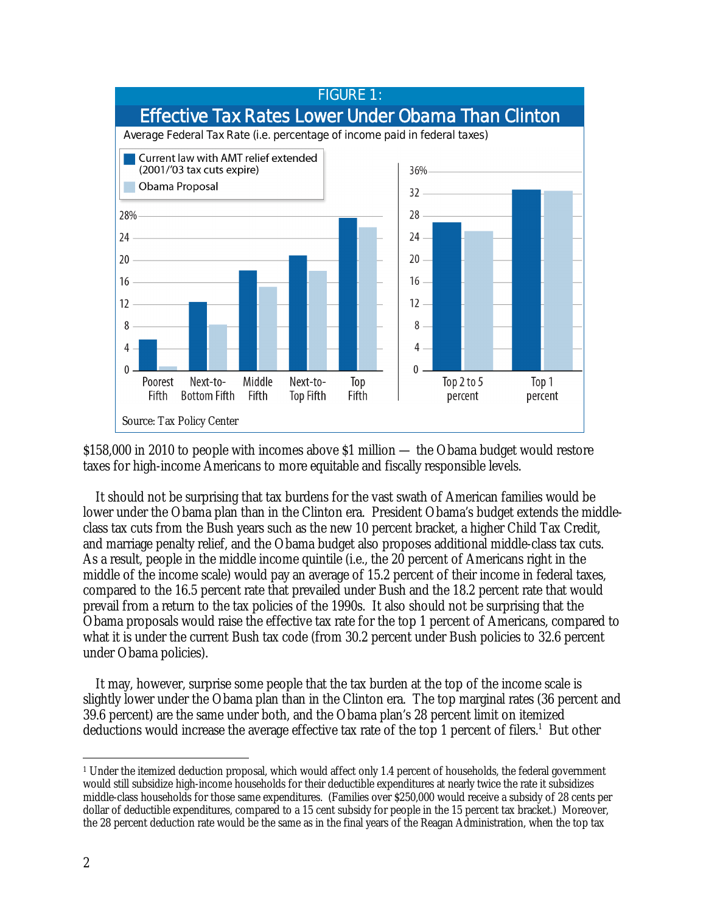FIGURE 1:

**Effective Tax Rates Lower Under Obama Than Clinton**

Average Federal Tax Rate (i.e. percentage of income paid in federal taxes)

- Current law with AMT relief extended (2001/'03 tax cuts expire)
- Obama Proposal

Poorest Fifth | Next-to-Bottom Fifth | Middle Fifth | Next-to-Top Fifth | Top Fifth | Top 2 to 5 percent | Top 1 percent

Source: Tax Policy Center

$158,000 in 2010 to people with incomes above $1 million — the Obama budget would restore taxes for high-income Americans to more equitable and fiscally responsible levels.

It should not be surprising that tax burdens for the vast swath of American families would be lower under the Obama plan than in the Clinton era. President Obama's budget extends the middle-class tax cuts from the Bush years such as the new 10 percent bracket, a higher Child Tax Credit, and marriage penalty relief, and the Obama budget also proposes additional middle-class tax cuts. As a result, people in the middle income quintile (i.e., the 20 percent of Americans right in the middle of the income scale) would pay an average of 15.2 percent of their income in federal taxes, compared to the 16.5 percent rate that prevailed under Bush and the 18.2 percent rate that would prevail from a return to the tax policies of the 1990s. It also should not be surprising that the Obama proposals would raise the effective tax rate for the top 1 percent of Americans, compared to what it is under the current Bush tax code (from 30.2 percent under Bush policies to 32.6 percent under Obama policies).

It may, however, surprise some people that the tax burden at the top of the income scale is slightly lower under the Obama plan than in the Clinton era. The top marginal rates (36 percent and 39.6 percent) are the same under both, and the Obama plan's 28 percent limit on itemized deductions would increase the average effective tax rate of the top 1 percent of filers.[1] But other

[1] Under the itemized deduction proposal, which would affect only 1.4 percent of households, the federal government would still subsidize high-income households for their deductible expenditures at nearly twice the rate it subsidizes middle-class households for those same expenditures. (Families over $250,000 would receive a subsidy of 28 cents per dollar of deductible expenditures, compared to a 15 cent subsidy for people in the 15 percent tax bracket.) Moreover, the 28 percent deduction rate would be the same as in the final years of the Reagan Administration, when the top tax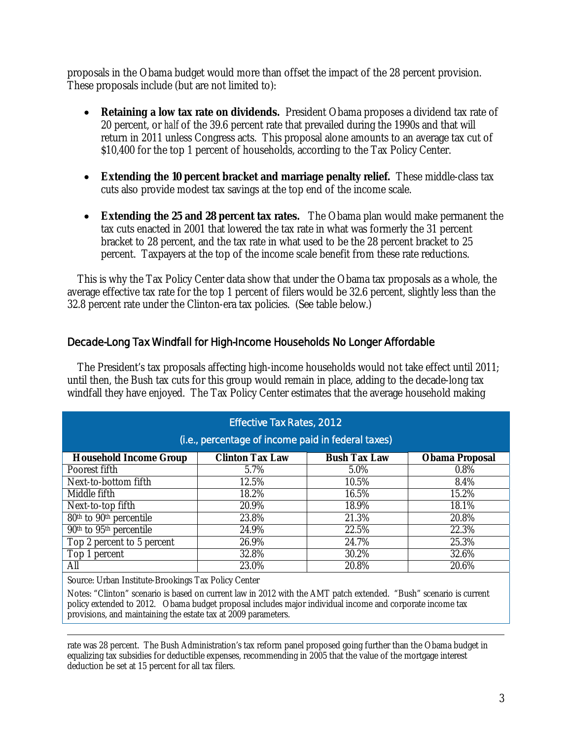proposals in the Obama budget would more than offset the impact of the 28 percent provision. These proposals include (but are not limited to):

- **Retaining a low tax rate on dividends.** President Obama proposes a dividend tax rate of 20 percent, or *half* of the 39.6 percent rate that prevailed during the 1990s and that will return in 2011 unless Congress acts. This proposal alone amounts to an average tax cut of $10,400 for the top 1 percent of households, according to the Tax Policy Center.

- **Extending the 10 percent bracket and marriage penalty relief.** These middle-class tax cuts also provide modest tax savings at the top end of the income scale.

- **Extending the 25 and 28 percent tax rates.** The Obama plan would make permanent the tax cuts enacted in 2001 that lowered the tax rate in what was formerly the 31 percent bracket to 28 percent, and the tax rate in what used to be the 28 percent bracket to 25 percent. Taxpayers at the top of the income scale benefit from these rate reductions.

This is why the Tax Policy Center data show that under the Obama tax proposals as a whole, the average effective tax rate for the top 1 percent of filers would be 32.6 percent, slightly less than the 32.8 percent rate under the Clinton-era tax policies. (See table below.)

## Decade-Long Tax Windfall for High-Income Households No Longer Affordable

The President's tax proposals affecting high-income households would not take effect until 2011; until then, the Bush tax cuts for this group would remain in place, adding to the decade-long tax windfall they have enjoyed. The Tax Policy Center estimates that the average household making

**Effective Tax Rates, 2012**
(i.e., percentage of income paid in federal taxes)

| Household Income Group | Clinton Tax Law | Bush Tax Law | Obama Proposal |
|---|---|---|---|
| Poorest fifth | 5.7% | 5.0% | 0.8% |
| Next-to-bottom fifth | 12.5% | 10.5% | 8.4% |
| Middle fifth | 18.2% | 16.5% | 15.2% |
| Next-to-top fifth | 20.9% | 18.9% | 18.1% |
| 80th to 90th percentile | 23.8% | 21.3% | 20.8% |
| 90th to 95th percentile | 24.9% | 22.5% | 22.3% |
| Top 2 percent to 5 percent | 26.9% | 24.7% | 25.3% |
| Top 1 percent | 32.8% | 30.2% | 32.6% |
| All | 23.0% | 20.8% | 20.6% |

Source: Urban Institute-Brookings Tax Policy Center

Notes: "Clinton" scenario is based on current law in 2012 with the AMT patch extended. "Bush" scenario is current policy extended to 2012. Obama budget proposal includes major individual income and corporate income tax provisions, and maintaining the estate tax at 2009 parameters.

---

rate was 28 percent. The Bush Administration's tax reform panel proposed going further than the Obama budget in equalizing tax subsidies for deductible expenses, recommending in 2005 that the value of the mortgage interest deduction be set at 15 percent for all tax filers.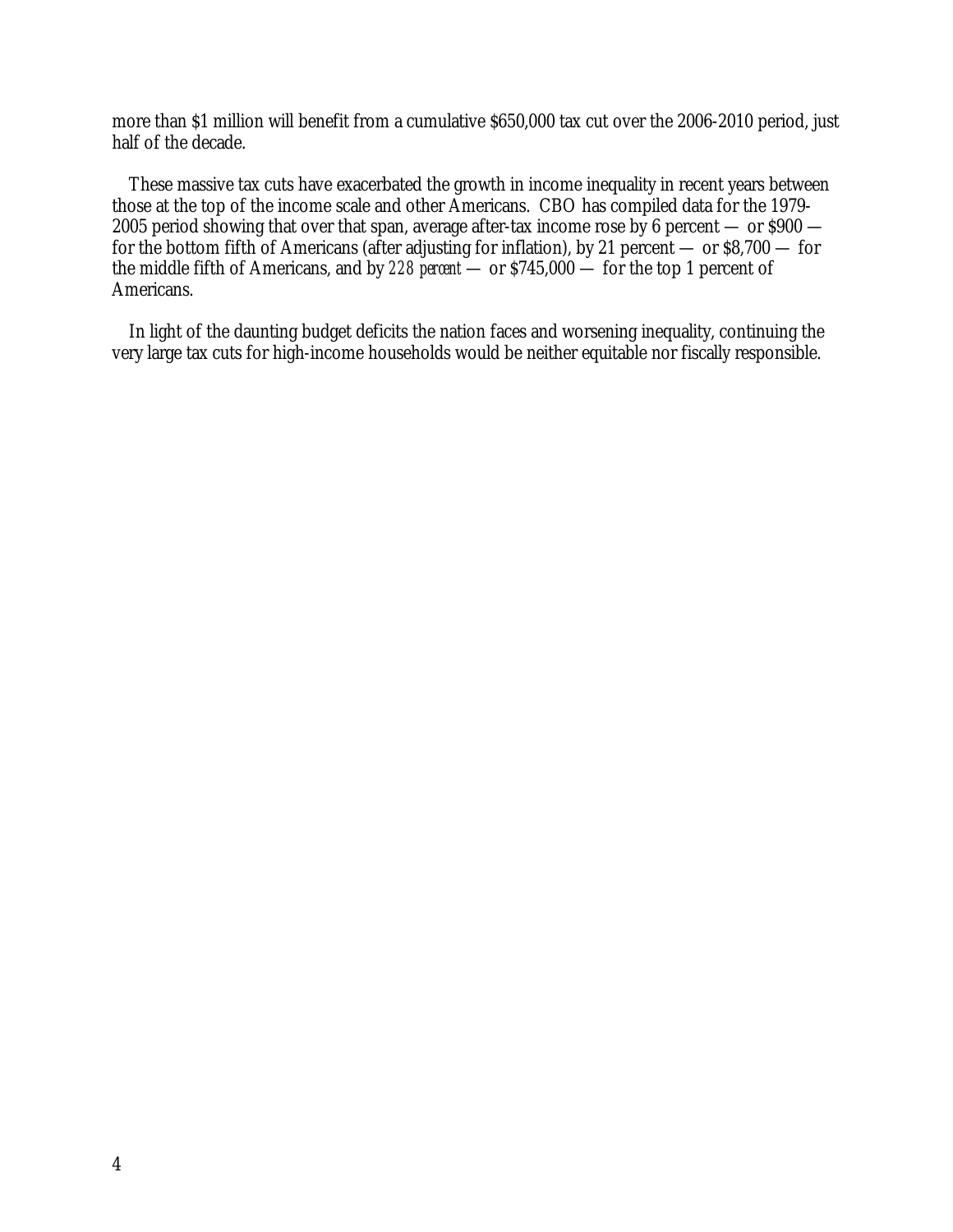more than $1 million will benefit from a cumulative $650,000 tax cut over the 2006-2010 period, just half of the decade.

These massive tax cuts have exacerbated the growth in income inequality in recent years between those at the top of the income scale and other Americans. CBO has compiled data for the 1979-2005 period showing that over that span, average after-tax income rose by 6 percent — or $900 — for the bottom fifth of Americans (after adjusting for inflation), by 21 percent — or $8,700 — for the middle fifth of Americans, and by *228 percent* — or $745,000 — for the top 1 percent of Americans.

In light of the daunting budget deficits the nation faces and worsening inequality, continuing the very large tax cuts for high-income households would be neither equitable nor fiscally responsible.